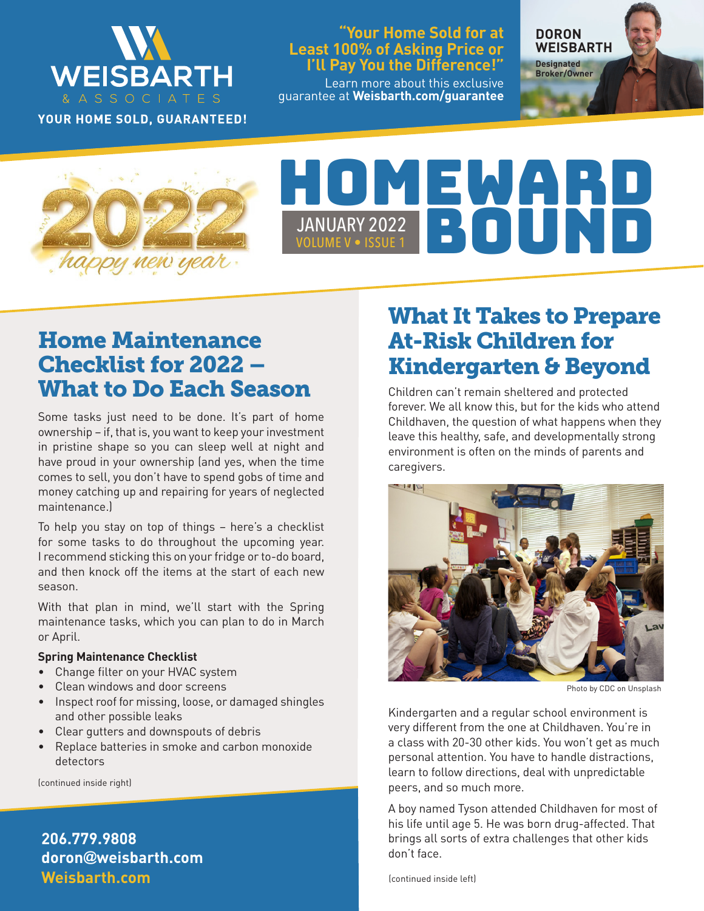WEISBARTH & ASSOCIATES

YOUR HOME SOLD, GUARANTEED!

**"Your Home Sold for at Least 100% of Asking Price or I'll Pay You the Difference!"**

Learn more about this exclusive guarantee at **Weisbarth.com/guarantee**

**DORON WEISBARTH**
Designated Broker/Owner

2022 happy new year

# HOMEWARD BOUND

JANUARY 2022
VOLUME V • ISSUE 1

## Home Maintenance Checklist for 2022 – What to Do Each Season

Some tasks just need to be done. It's part of home ownership – if, that is, you want to keep your investment in pristine shape so you can sleep well at night and have proud in your ownership (and yes, when the time comes to sell, you don't have to spend gobs of time and money catching up and repairing for years of neglected maintenance.)

To help you stay on top of things – here's a checklist for some tasks to do throughout the upcoming year. I recommend sticking this on your fridge or to-do board, and then knock off the items at the start of each new season.

With that plan in mind, we'll start with the Spring maintenance tasks, which you can plan to do in March or April.

**Spring Maintenance Checklist**

- Change filter on your HVAC system
- Clean windows and door screens
- Inspect roof for missing, loose, or damaged shingles and other possible leaks
- Clear gutters and downspouts of debris
- Replace batteries in smoke and carbon monoxide detectors

(continued inside right)

**206.779.9808**
**doron@weisbarth.com**
**Weisbarth.com**

## What It Takes to Prepare At-Risk Children for Kindergarten & Beyond

Children can't remain sheltered and protected forever. We all know this, but for the kids who attend Childhaven, the question of what happens when they leave this healthy, safe, and developmentally strong environment is often on the minds of parents and caregivers.

Photo by CDC on Unsplash

Kindergarten and a regular school environment is very different from the one at Childhaven. You're in a class with 20-30 other kids. You won't get as much personal attention. You have to handle distractions, learn to follow directions, deal with unpredictable peers, and so much more.

A boy named Tyson attended Childhaven for most of his life until age 5. He was born drug-affected. That brings all sorts of extra challenges that other kids don't face.

(continued inside left)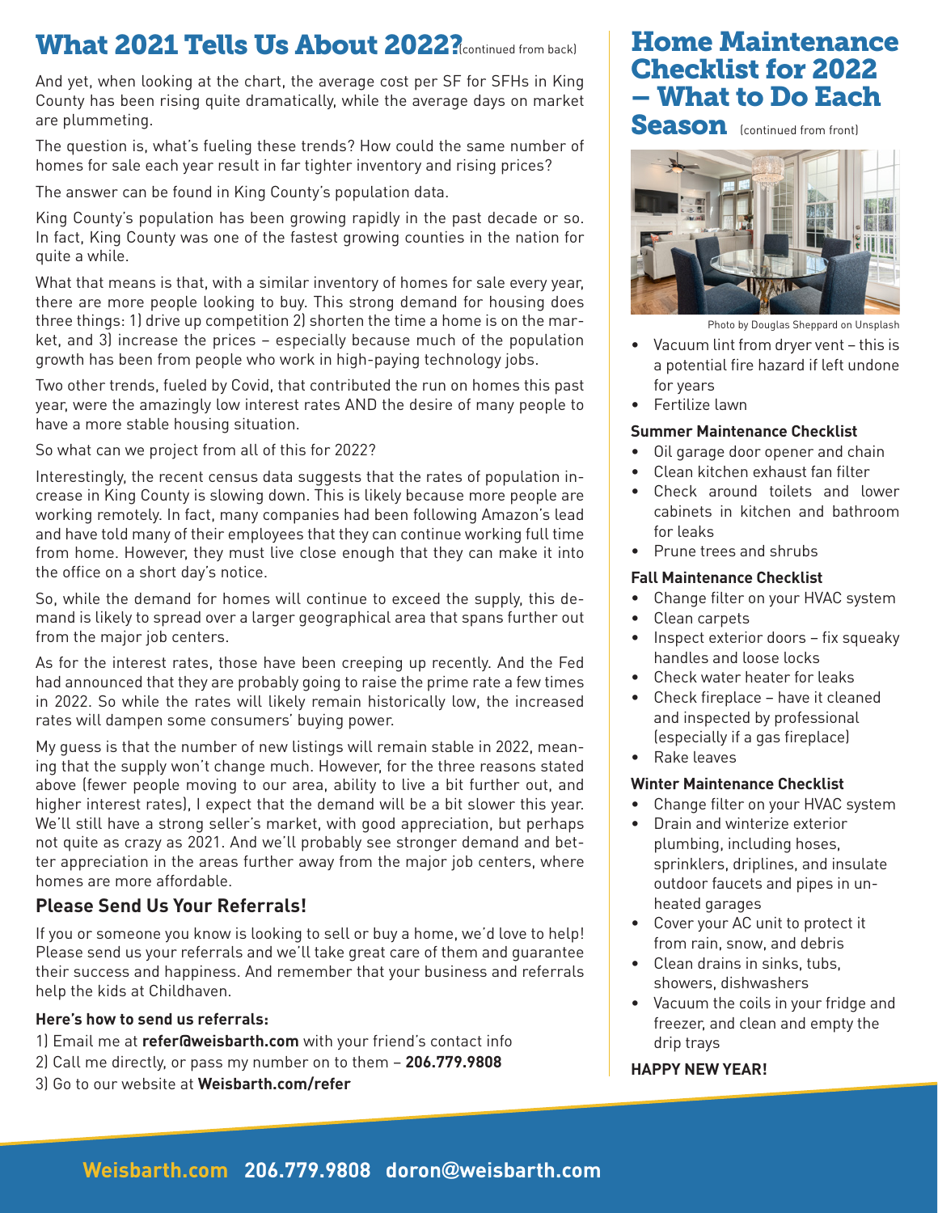## What 2021 Tells Us About 2022? (continued from back)

And yet, when looking at the chart, the average cost per SF for SFHs in King County has been rising quite dramatically, while the average days on market are plummeting.

The question is, what's fueling these trends? How could the same number of homes for sale each year result in far tighter inventory and rising prices?

The answer can be found in King County's population data.

King County's population has been growing rapidly in the past decade or so. In fact, King County was one of the fastest growing counties in the nation for quite a while.

What that means is that, with a similar inventory of homes for sale every year, there are more people looking to buy. This strong demand for housing does three things: 1) drive up competition 2) shorten the time a home is on the market, and 3) increase the prices – especially because much of the population growth has been from people who work in high-paying technology jobs.

Two other trends, fueled by Covid, that contributed the run on homes this past year, were the amazingly low interest rates AND the desire of many people to have a more stable housing situation.

So what can we project from all of this for 2022?

Interestingly, the recent census data suggests that the rates of population increase in King County is slowing down. This is likely because more people are working remotely. In fact, many companies had been following Amazon's lead and have told many of their employees that they can continue working full time from home. However, they must live close enough that they can make it into the office on a short day's notice.

So, while the demand for homes will continue to exceed the supply, this demand is likely to spread over a larger geographical area that spans further out from the major job centers.

As for the interest rates, those have been creeping up recently. And the Fed had announced that they are probably going to raise the prime rate a few times in 2022. So while the rates will likely remain historically low, the increased rates will dampen some consumers' buying power.

My guess is that the number of new listings will remain stable in 2022, meaning that the supply won't change much. However, for the three reasons stated above (fewer people moving to our area, ability to live a bit further out, and higher interest rates), I expect that the demand will be a bit slower this year. We'll still have a strong seller's market, with good appreciation, but perhaps not quite as crazy as 2021. And we'll probably see stronger demand and better appreciation in the areas further away from the major job centers, where homes are more affordable.

### Please Send Us Your Referrals!

If you or someone you know is looking to sell or buy a home, we'd love to help! Please send us your referrals and we'll take great care of them and guarantee their success and happiness. And remember that your business and referrals help the kids at Childhaven.

**Here's how to send us referrals:**

1) Email me at **refer@weisbarth.com** with your friend's contact info
2) Call me directly, or pass my number on to them – **206.779.9808**
3) Go to our website at **Weisbarth.com/refer**

## Home Maintenance Checklist for 2022 – What to Do Each Season (continued from front)

Photo by Douglas Sheppard on Unsplash

- Vacuum lint from dryer vent – this is a potential fire hazard if left undone for years
- Fertilize lawn

**Summer Maintenance Checklist**

- Oil garage door opener and chain
- Clean kitchen exhaust fan filter
- Check around toilets and lower cabinets in kitchen and bathroom for leaks
- Prune trees and shrubs

**Fall Maintenance Checklist**

- Change filter on your HVAC system
- Clean carpets
- Inspect exterior doors – fix squeaky handles and loose locks
- Check water heater for leaks
- Check fireplace – have it cleaned and inspected by professional (especially if a gas fireplace)
- Rake leaves

**Winter Maintenance Checklist**

- Change filter on your HVAC system
- Drain and winterize exterior plumbing, including hoses, sprinklers, driplines, and insulate outdoor faucets and pipes in unheated garages
- Cover your AC unit to protect it from rain, snow, and debris
- Clean drains in sinks, tubs, showers, dishwashers
- Vacuum the coils in your fridge and freezer, and clean and empty the drip trays

**HAPPY NEW YEAR!**

**Weisbarth.com 206.779.9808 doron@weisbarth.com**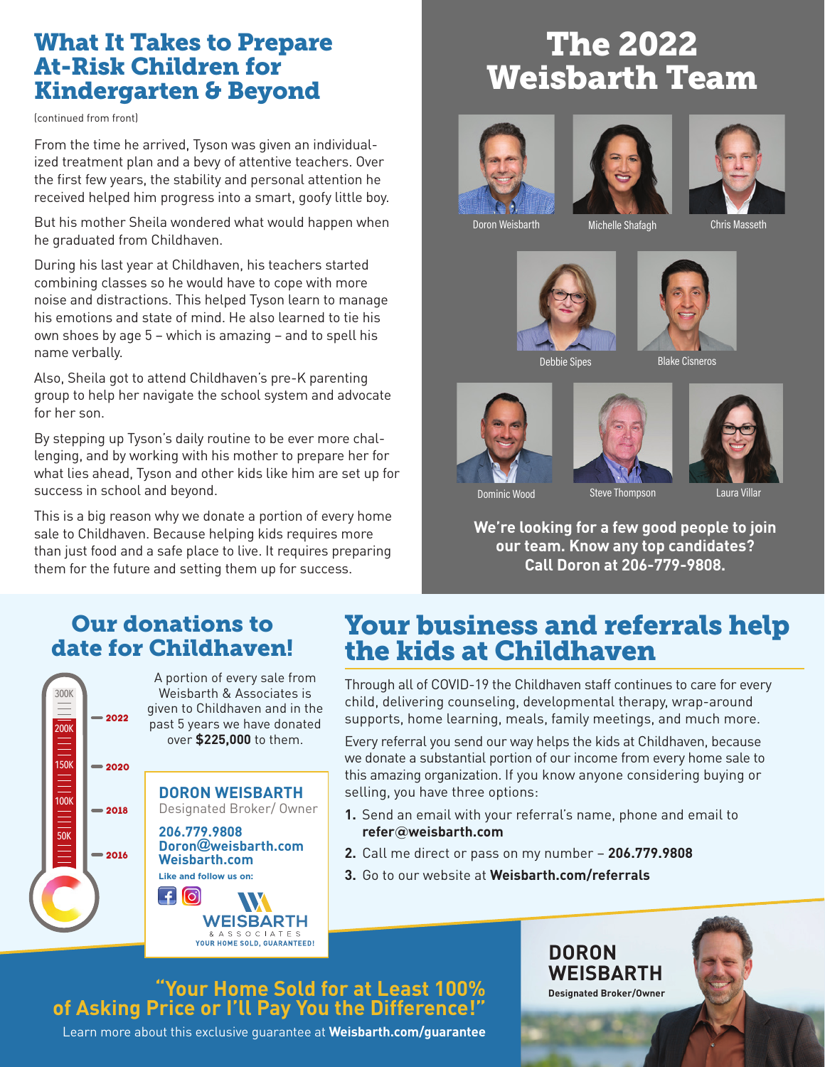## What It Takes to Prepare At-Risk Children for Kindergarten & Beyond

(continued from front)

From the time he arrived, Tyson was given an individualized treatment plan and a bevy of attentive teachers. Over the first few years, the stability and personal attention he received helped him progress into a smart, goofy little boy.

But his mother Sheila wondered what would happen when he graduated from Childhaven.

During his last year at Childhaven, his teachers started combining classes so he would have to cope with more noise and distractions. This helped Tyson learn to manage his emotions and state of mind. He also learned to tie his own shoes by age 5 – which is amazing – and to spell his name verbally.

Also, Sheila got to attend Childhaven's pre-K parenting group to help her navigate the school system and advocate for her son.

By stepping up Tyson's daily routine to be ever more challenging, and by working with his mother to prepare her for what lies ahead, Tyson and other kids like him are set up for success in school and beyond.

This is a big reason why we donate a portion of every home sale to Childhaven. Because helping kids requires more than just food and a safe place to live. It requires preparing them for the future and setting them up for success.

## The 2022 Weisbarth Team

Doron Weisbarth, Michelle Shafagh, Chris Masseth, Debbie Sipes, Blake Cisneros, Dominic Wood, Steve Thompson, Laura Villar

**We're looking for a few good people to join our team. Know any top candidates? Call Doron at 206-779-9808.**

## Our donations to date for Childhaven!

300K, 200K, 150K, 100K, 50K — 2022, 2020, 2018, 2016

A portion of every sale from Weisbarth & Associates is given to Childhaven and in the past 5 years we have donated over **$225,000** to them.

**DORON WEISBARTH**
Designated Broker/ Owner

**206.779.9808**
**Doron@weisbarth.com**
**Weisbarth.com**

**Like and follow us on:**

WEISBARTH & ASSOCIATES
YOUR HOME SOLD, GUARANTEED!

## Your business and referrals help the kids at Childhaven

Through all of COVID-19 the Childhaven staff continues to care for every child, delivering counseling, developmental therapy, wrap-around supports, home learning, meals, family meetings, and much more.

Every referral you send our way helps the kids at Childhaven, because we donate a substantial portion of our income from every home sale to this amazing organization. If you know anyone considering buying or selling, you have three options:

1. Send an email with your referral's name, phone and email to **refer@weisbarth.com**
2. Call me direct or pass on my number – **206.779.9808**
3. Go to our website at **Weisbarth.com/referrals**

**"Your Home Sold for at Least 100% of Asking Price or I'll Pay You the Difference!"**

Learn more about this exclusive guarantee at **Weisbarth.com/guarantee**

**DORON WEISBARTH**
**Designated Broker/Owner**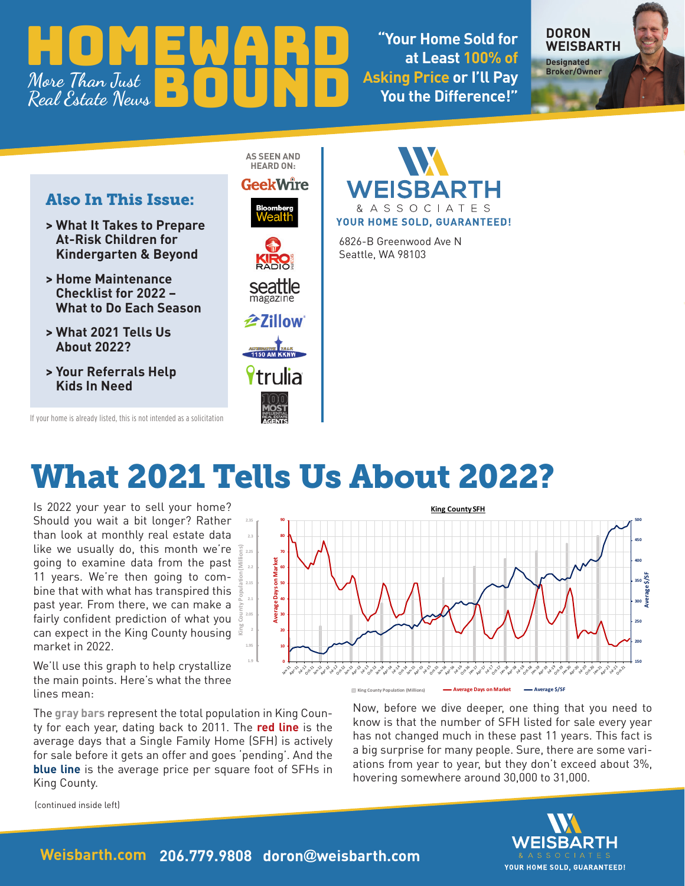# HOMEWARD BOUND

*More Than Just Real Estate News*

**"Your Home Sold for at Least 100% of Asking Price or I'll Pay You the Difference!"**

**DORON WEISBARTH**
Designated Broker/Owner

## Also In This Issue:

- > What It Takes to Prepare At-Risk Children for Kindergarten & Beyond
- > Home Maintenance Checklist for 2022 – What to Do Each Season
- > What 2021 Tells Us About 2022?
- > Your Referrals Help Kids In Need

If your home is already listed, this is not intended as a solicitation

AS SEEN AND HEARD ON:

GeekWire
Bloomberg Wealth
KIRO Radio
seattle magazine
Zillow
1150 AM KKNW
trulia
100 MOST INFLUENTIAL REAL ESTATE AGENTS

WEISBARTH & ASSOCIATES
YOUR HOME SOLD, GUARANTEED!

6826-B Greenwood Ave N
Seattle, WA 98103

# What 2021 Tells Us About 2022?

Is 2022 your year to sell your home? Should you wait a bit longer? Rather than look at monthly real estate data like we usually do, this month we're going to examine data from the past 11 years. We're then going to combine that with what has transpired this past year. From there, we can make a fairly confident prediction of what you can expect in the King County housing market in 2022.

We'll use this graph to help crystallize the main points. Here's what the three lines mean:

King County SFH

King County Population (Millions): 1.9, 1.95, 2, 2.05, 2.1, 2.15, 2.2, 2.25, 2.3, 2.35
Average Days on Market: 0, 10, 20, 30, 40, 50, 60, 70, 80, 90
Average $/SF: 150, 200, 250, 300, 350, 400, 450, 500

Jan-11 through Oct-21

King County Population (Millions) — Average Days on Market — Average $/SF

The **gray bars** represent the total population in King County for each year, dating back to 2011. The **red line** is the average days that a Single Family Home (SFH) is actively for sale before it gets an offer and goes 'pending'. And the **blue line** is the average price per square foot of SFHs in King County.

Now, before we dive deeper, one thing that you need to know is that the number of SFH listed for sale every year has not changed much in these past 11 years. This fact is a big surprise for many people. Sure, there are some variations from year to year, but they don't exceed about 3%, hovering somewhere around 30,000 to 31,000.

(continued inside left)

Weisbarth.com 206.779.9808 doron@weisbarth.com

WEISBARTH & ASSOCIATES
YOUR HOME SOLD, GUARANTEED!